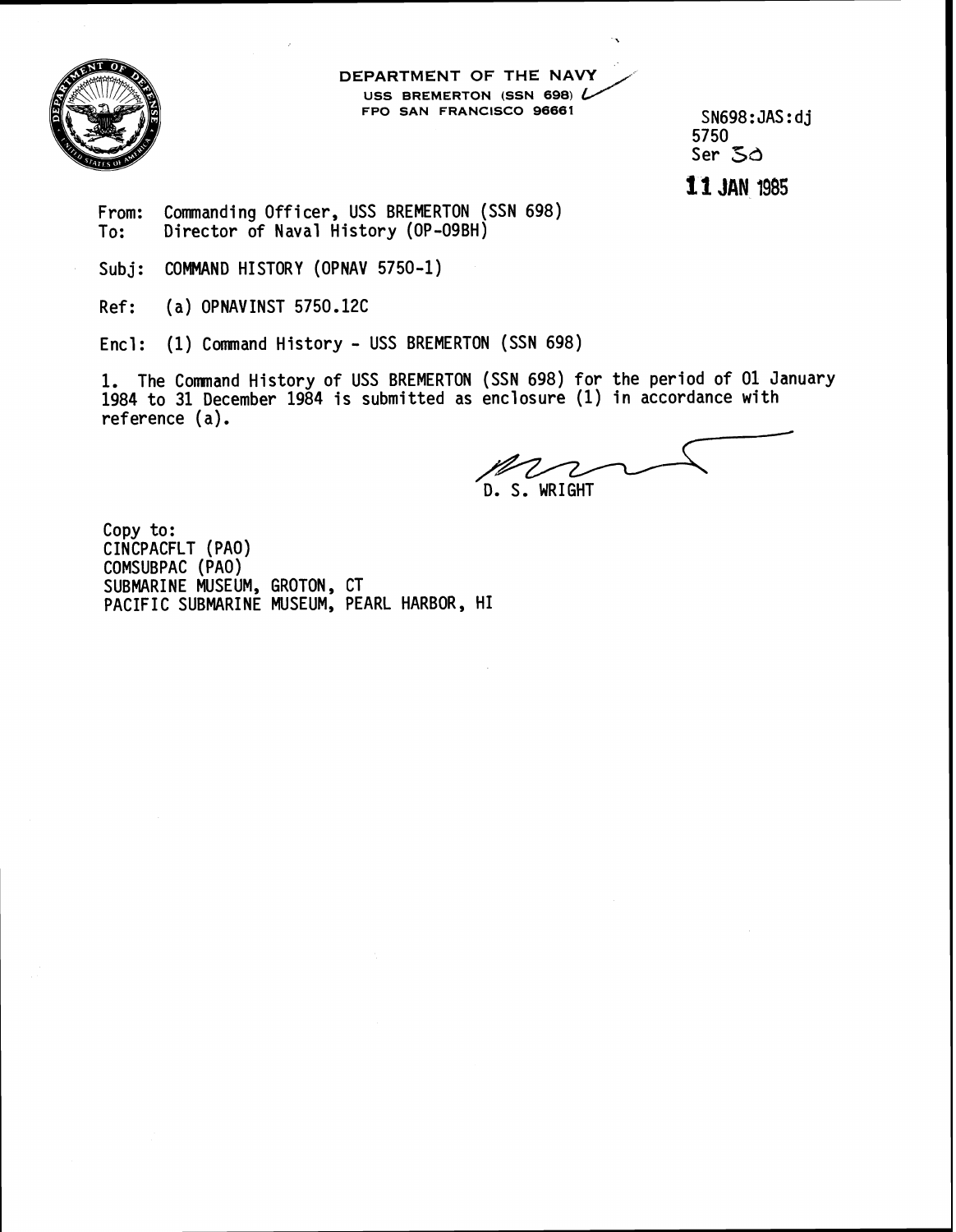DEPARTMENT OF THE NAVY
USS BREMERTON (SSN 698)
FPO SAN FRANCISCO 96661

SN698:JAS:dj
5750
Ser 30

**11 JAN 1985**

From: Commanding Officer, USS BREMERTON (SSN 698)
To: Director of Naval History (OP-09BH)

Subj: COMMAND HISTORY (OPNAV 5750-1)

Ref: (a) OPNAVINST 5750.12C

Encl: (1) Command History - USS BREMERTON (SSN 698)

1. The Command History of USS BREMERTON (SSN 698) for the period of 01 January 1984 to 31 December 1984 is submitted as enclosure (1) in accordance with reference (a).

D. S. WRIGHT

Copy to:
CINCPACFLT (PAO)
COMSUBPAC (PAO)
SUBMARINE MUSEUM, GROTON, CT
PACIFIC SUBMARINE MUSEUM, PEARL HARBOR, HI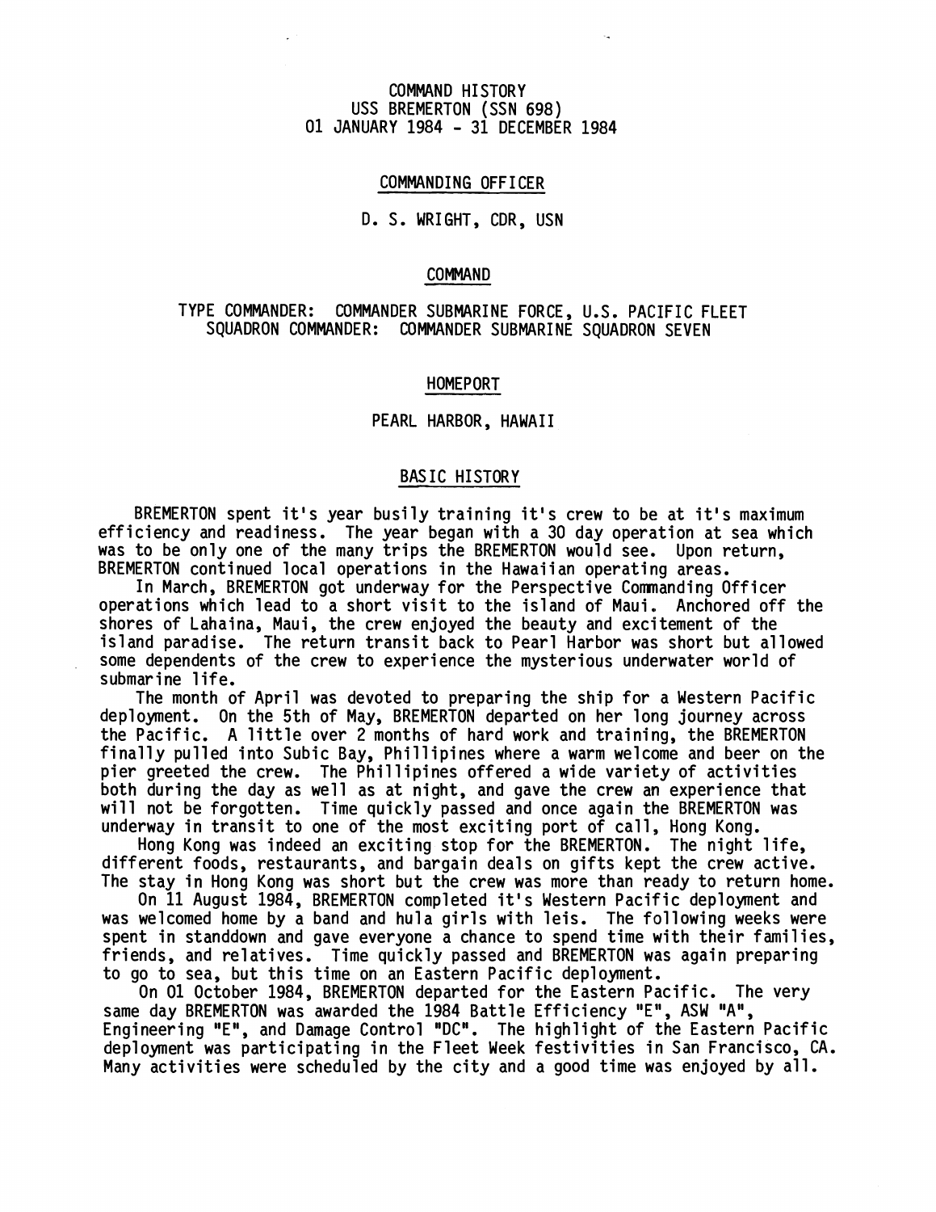# COMMAND HISTORY
# USS BREMERTON (SSN 698)
# 01 JANUARY 1984 - 31 DECEMBER 1984

## COMMANDING OFFICER

D. S. WRIGHT, CDR, USN

## COMMAND

TYPE COMMANDER: COMMANDER SUBMARINE FORCE, U.S. PACIFIC FLEET
SQUADRON COMMANDER: COMMANDER SUBMARINE SQUADRON SEVEN

## HOMEPORT

PEARL HARBOR, HAWAII

## BASIC HISTORY

BREMERTON spent it's year busily training it's crew to be at it's maximum efficiency and readiness. The year began with a 30 day operation at sea which was to be only one of the many trips the BREMERTON would see. Upon return, BREMERTON continued local operations in the Hawaiian operating areas.

In March, BREMERTON got underway for the Perspective Commanding Officer operations which lead to a short visit to the island of Maui. Anchored off the shores of Lahaina, Maui, the crew enjoyed the beauty and excitement of the island paradise. The return transit back to Pearl Harbor was short but allowed some dependents of the crew to experience the mysterious underwater world of submarine life.

The month of April was devoted to preparing the ship for a Western Pacific deployment. On the 5th of May, BREMERTON departed on her long journey across the Pacific. A little over 2 months of hard work and training, the BREMERTON finally pulled into Subic Bay, Phillipines where a warm welcome and beer on the pier greeted the crew. The Phillipines offered a wide variety of activities both during the day as well as at night, and gave the crew an experience that will not be forgotten. Time quickly passed and once again the BREMERTON was underway in transit to one of the most exciting port of call, Hong Kong.

Hong Kong was indeed an exciting stop for the BREMERTON. The night life, different foods, restaurants, and bargain deals on gifts kept the crew active. The stay in Hong Kong was short but the crew was more than ready to return home.

On 11 August 1984, BREMERTON completed it's Western Pacific deployment and was welcomed home by a band and hula girls with leis. The following weeks were spent in standdown and gave everyone a chance to spend time with their families, friends, and relatives. Time quickly passed and BREMERTON was again preparing to go to sea, but this time on an Eastern Pacific deployment.

On 01 October 1984, BREMERTON departed for the Eastern Pacific. The very same day BREMERTON was awarded the 1984 Battle Efficiency "E", ASW "A", Engineering "E", and Damage Control "DC". The highlight of the Eastern Pacific deployment was participating in the Fleet Week festivities in San Francisco, CA. Many activities were scheduled by the city and a good time was enjoyed by all.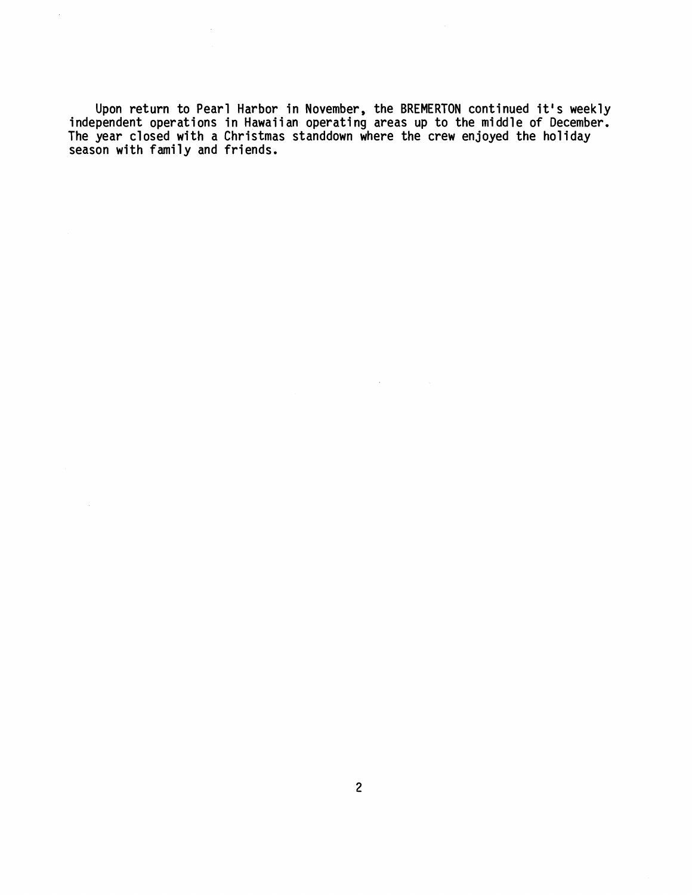Upon return to Pearl Harbor in November, the BREMERTON continued it's weekly independent operations in Hawaiian operating areas up to the middle of December. The year closed with a Christmas standdown where the crew enjoyed the holiday season with family and friends.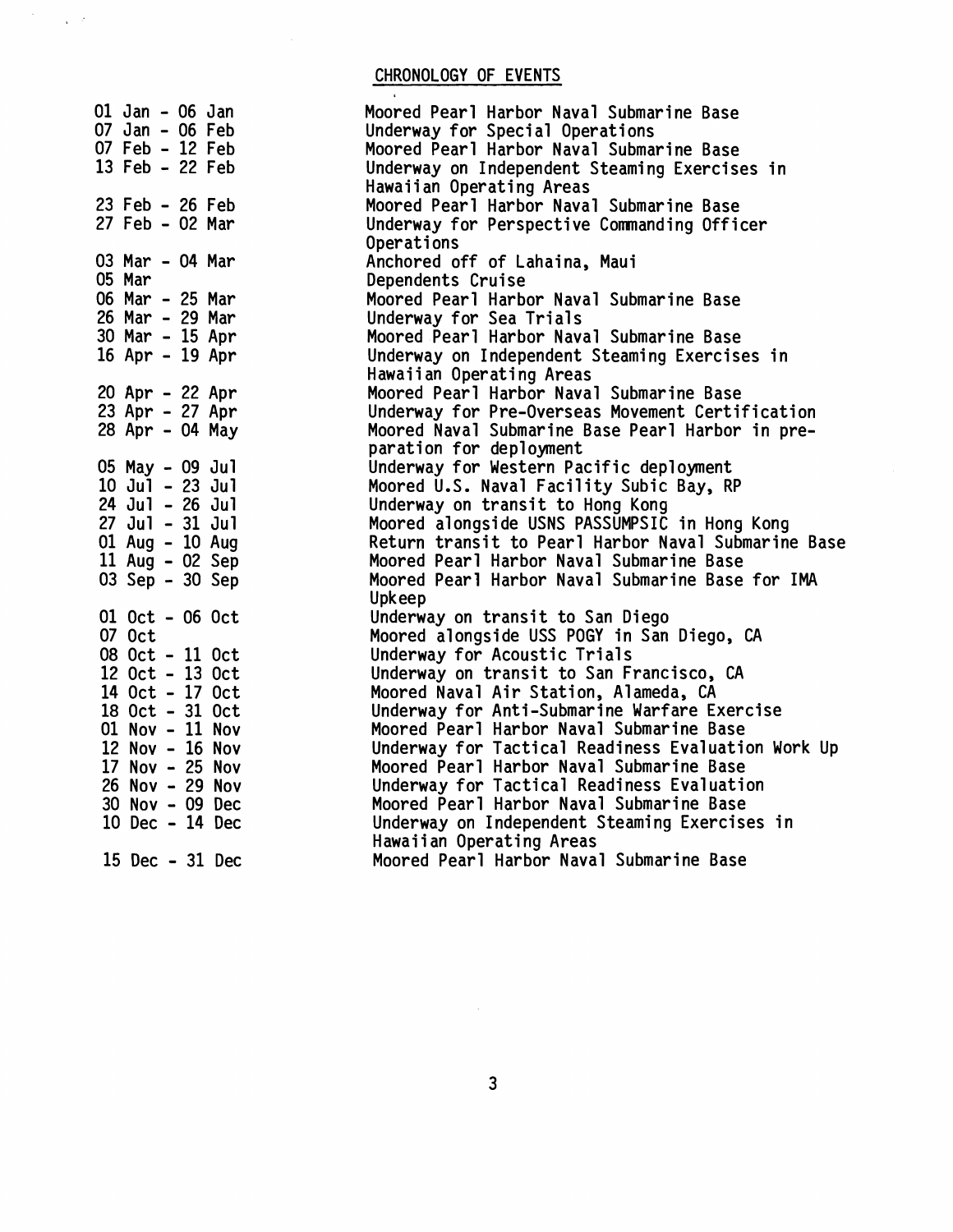## CHRONOLOGY OF EVENTS

| | |
|---|---|
| 01 Jan - 06 Jan | Moored Pearl Harbor Naval Submarine Base |
| 07 Jan - 06 Feb | Underway for Special Operations |
| 07 Feb - 12 Feb | Moored Pearl Harbor Naval Submarine Base |
| 13 Feb - 22 Feb | Underway on Independent Steaming Exercises in Hawaiian Operating Areas |
| 23 Feb - 26 Feb | Moored Pearl Harbor Naval Submarine Base |
| 27 Feb - 02 Mar | Underway for Perspective Commanding Officer Operations |
| 03 Mar - 04 Mar | Anchored off of Lahaina, Maui |
| 05 Mar | Dependents Cruise |
| 06 Mar - 25 Mar | Moored Pearl Harbor Naval Submarine Base |
| 26 Mar - 29 Mar | Underway for Sea Trials |
| 30 Mar - 15 Apr | Moored Pearl Harbor Naval Submarine Base |
| 16 Apr - 19 Apr | Underway on Independent Steaming Exercises in Hawaiian Operating Areas |
| 20 Apr - 22 Apr | Moored Pearl Harbor Naval Submarine Base |
| 23 Apr - 27 Apr | Underway for Pre-Overseas Movement Certification |
| 28 Apr - 04 May | Moored Naval Submarine Base Pearl Harbor in preparation for deployment |
| 05 May - 09 Jul | Underway for Western Pacific deployment |
| 10 Jul - 23 Jul | Moored U.S. Naval Facility Subic Bay, RP |
| 24 Jul - 26 Jul | Underway on transit to Hong Kong |
| 27 Jul - 31 Jul | Moored alongside USNS PASSUMPSIC in Hong Kong |
| 01 Aug - 10 Aug | Return transit to Pearl Harbor Naval Submarine Base |
| 11 Aug - 02 Sep | Moored Pearl Harbor Naval Submarine Base |
| 03 Sep - 30 Sep | Moored Pearl Harbor Naval Submarine Base for IMA Upkeep |
| 01 Oct - 06 Oct | Underway on transit to San Diego |
| 07 Oct | Moored alongside USS POGY in San Diego, CA |
| 08 Oct - 11 Oct | Underway for Acoustic Trials |
| 12 Oct - 13 Oct | Underway on transit to San Francisco, CA |
| 14 Oct - 17 Oct | Moored Naval Air Station, Alameda, CA |
| 18 Oct - 31 Oct | Underway for Anti-Submarine Warfare Exercise |
| 01 Nov - 11 Nov | Moored Pearl Harbor Naval Submarine Base |
| 12 Nov - 16 Nov | Underway for Tactical Readiness Evaluation Work Up |
| 17 Nov - 25 Nov | Moored Pearl Harbor Naval Submarine Base |
| 26 Nov - 29 Nov | Underway for Tactical Readiness Evaluation |
| 30 Nov - 09 Dec | Moored Pearl Harbor Naval Submarine Base |
| 10 Dec - 14 Dec | Underway on Independent Steaming Exercises in Hawaiian Operating Areas |
| 15 Dec - 31 Dec | Moored Pearl Harbor Naval Submarine Base |